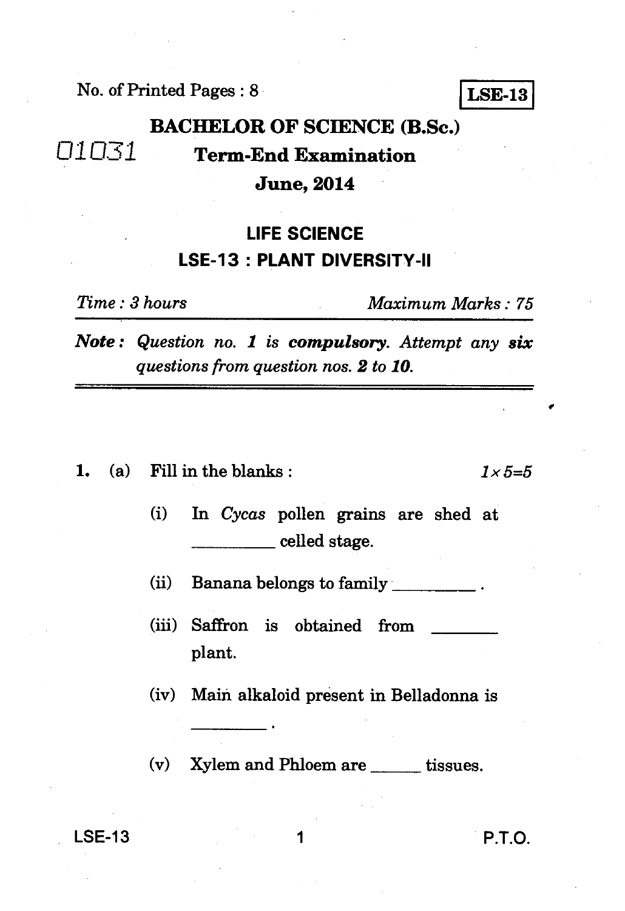No. of Printed Pages : 8

**LSE-13**

# BACHELOR OF SCIENCE (B.Sc.)

01031

## Term-End Examination

## June, 2014

## LIFE SCIENCE

## LSE-13 : PLANT DIVERSITY-II

*Time : 3 hours* *Maximum Marks : 75*

***Note :*** *Question no.* ***1*** *is* ***compulsory****. Attempt any* ***six*** *questions from question nos.* ***2*** *to* ***10****.*

---

**1.** (a) Fill in the blanks : $1 \times 5 = 5$

(i) In *Cycas* pollen grains are shed at _________ celled stage.

(ii) Banana belongs to family _________ .

(iii) Saffron is obtained from _______ plant.

(iv) Main alkaloid present in Belladonna is _________ .

(v) Xylem and Phloem are ______ tissues.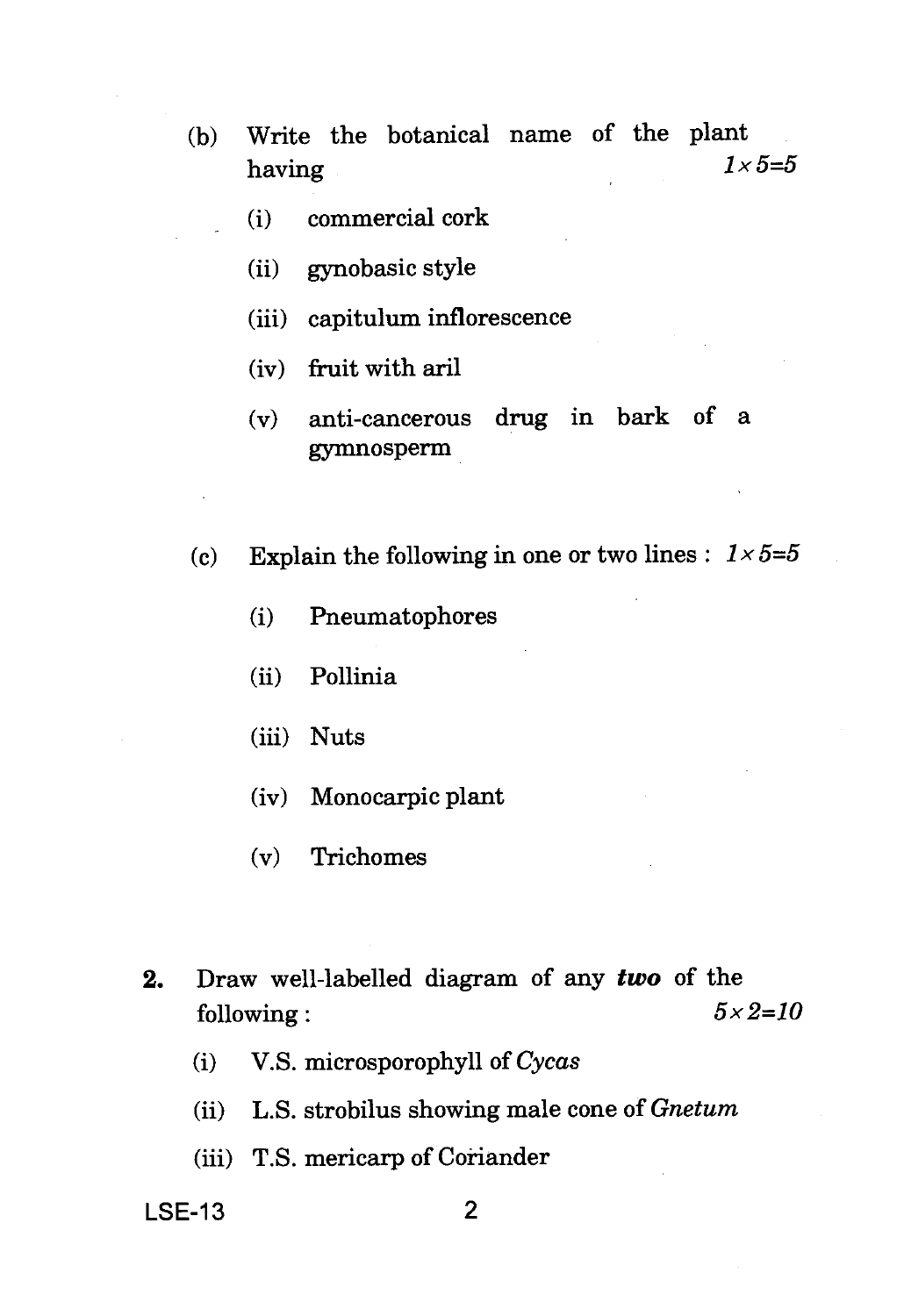(b) Write the botanical name of the plant having *1×5=5*

(i) commercial cork

(ii) gynobasic style

(iii) capitulum inflorescence

(iv) fruit with aril

(v) anti-cancerous drug in bark of a gymnosperm

(c) Explain the following in one or two lines : *1×5=5*

(i) Pneumatophores

(ii) Pollinia

(iii) Nuts

(iv) Monocarpic plant

(v) Trichomes

**2.** Draw well-labelled diagram of any ***two*** of the following : *5×2=10*

(i) V.S. microsporophyll of *Cycas*

(ii) L.S. strobilus showing male cone of *Gnetum*

(iii) T.S. mericarp of Coriander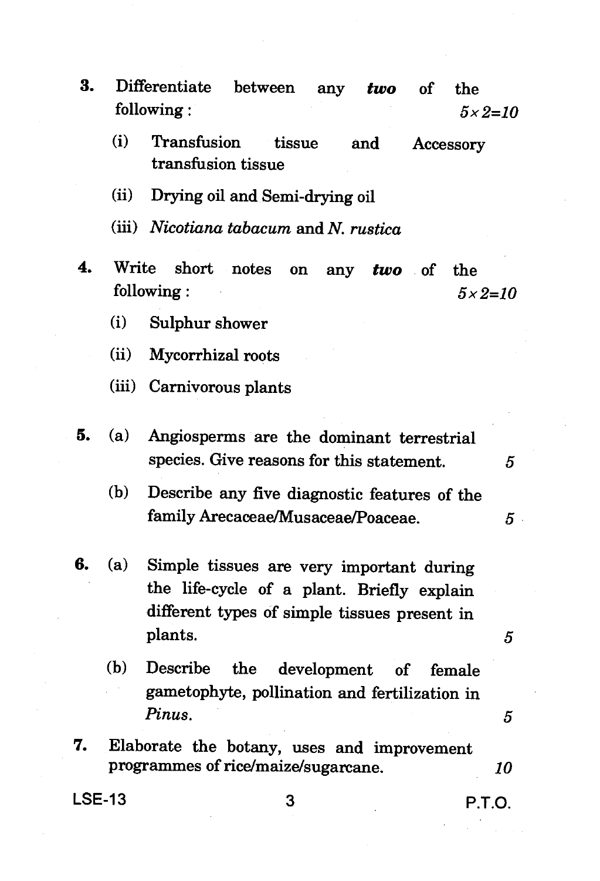3. Differentiate between any ***two*** of the following : *5×2=10*

   (i) Transfusion tissue and Accessory transfusion tissue

   (ii) Drying oil and Semi-drying oil

   (iii) *Nicotiana tabacum* and *N. rustica*

4. Write short notes on any ***two*** of the following : *5×2=10*

   (i) Sulphur shower

   (ii) Mycorrhizal roots

   (iii) Carnivorous plants

5. (a) Angiosperms are the dominant terrestrial species. Give reasons for this statement. *5*

   (b) Describe any five diagnostic features of the family Arecaceae/Musaceae/Poaceae. *5*

6. (a) Simple tissues are very important during the life-cycle of a plant. Briefly explain different types of simple tissues present in plants. *5*

   (b) Describe the development of female gametophyte, pollination and fertilization in *Pinus*. *5*

7. Elaborate the botany, uses and improvement programmes of rice/maize/sugarcane. *10*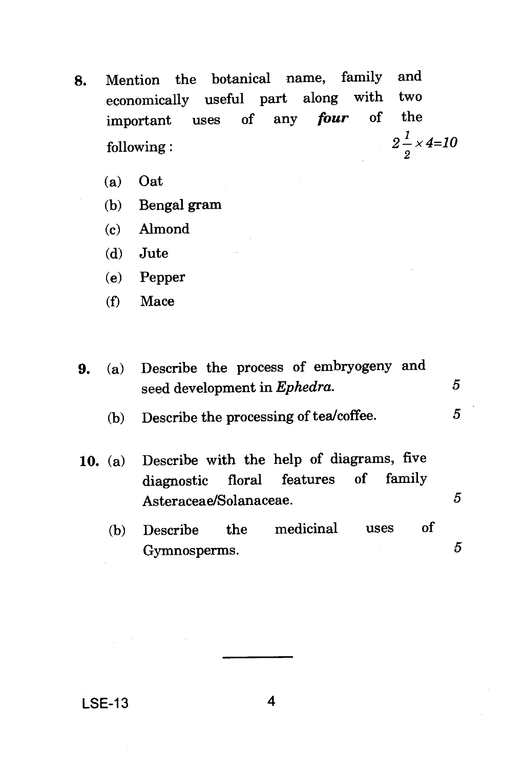8. Mention the botanical name, family and economically useful part along with two important uses of any ***four*** of the following : $2\frac{1}{2} \times 4=10$

   (a) Oat

   (b) Bengal gram

   (c) Almond

   (d) Jute

   (e) Pepper

   (f) Mace

9. (a) Describe the process of embryogeny and seed development in *Ephedra*. 5

   (b) Describe the processing of tea/coffee. 5

10. (a) Describe with the help of diagrams, five diagnostic floral features of family Asteraceae/Solanaceae. 5

    (b) Describe the medicinal uses of Gymnosperms. 5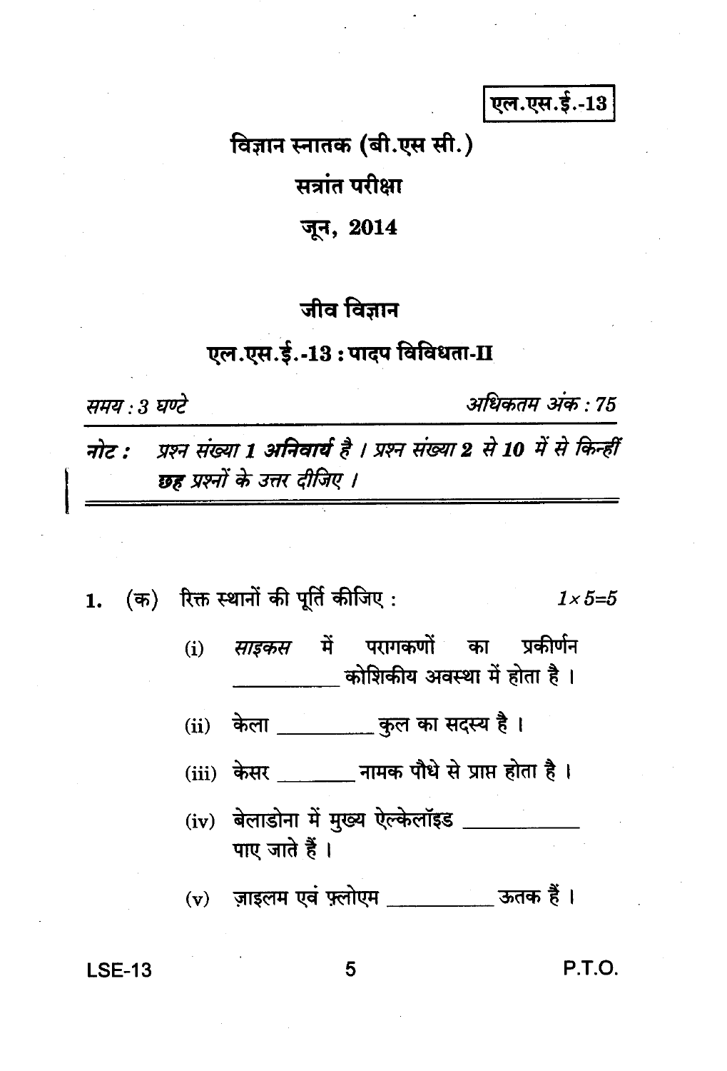एल.एस.ई.-13

# विज्ञान स्नातक (बी.एस सी.)

## सत्रांत परीक्षा

## जून, 2014

## जीव विज्ञान

## एल.एस.ई.-13 : पादप विविधता-II

*समय : 3 घण्टे* | *अधिकतम अंक : 75*

***नोट :*** *प्रश्न संख्या 1* ***अनिवार्य*** *है । प्रश्न संख्या 2 से 10 में से किन्हीं* ***छह*** *प्रश्नों के उत्तर दीजिए ।*

---

1. (क) रिक्त स्थानों की पूर्ति कीजिए : $1 \times 5 = 5$

   (i) *साइकस* में परागकणों का प्रकीर्णन ________ कोशिकीय अवस्था में होता है ।

   (ii) केला ________ कुल का सदस्य है ।

   (iii) केसर ________ नामक पौधे से प्राप्त होता है ।

   (iv) बेलाडोना में मुख्य ऐल्केलॉइड ________ पाए जाते हैं ।

   (v) ज़ाइलम एवं फ़्लोएम ________ ऊतक हैं ।

P.T.O.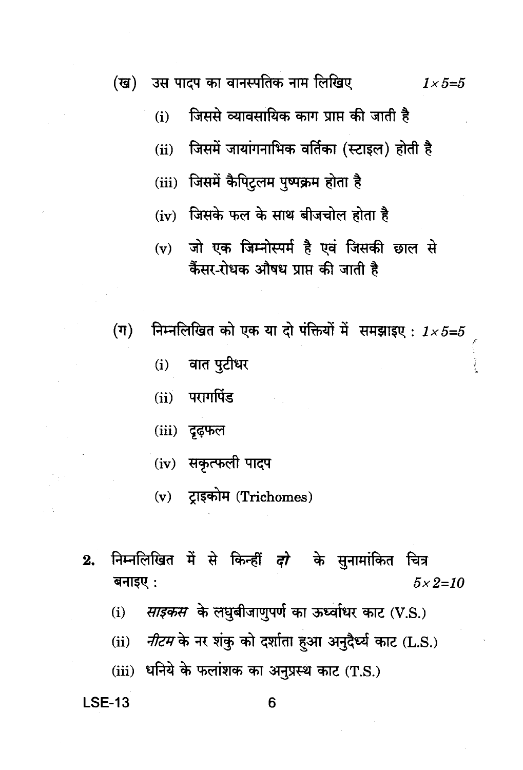(ख) उस पादप का वानस्पतिक नाम लिखिए $1 \times 5 = 5$

(i) जिससे व्यावसायिक काग प्राप्त की जाती है

(ii) जिसमें जायांगनाभिक वर्तिका (स्टाइल) होती है

(iii) जिसमें कैपिटुलम पुष्पक्रम होता है

(iv) जिसके फल के साथ बीजचोल होता है

(v) जो एक जिम्नोस्पर्म है एवं जिसकी छाल से कैंसर-रोधक औषध प्राप्त की जाती है

(ग) निम्नलिखित को एक या दो पंक्तियों में समझाइए : $1 \times 5 = 5$

(i) वात पुटीधर

(ii) परागपिंड

(iii) दृढ़फल

(iv) सकृत्फली पादप

(v) ट्राइकोम (Trichomes)

**2.** निम्नलिखित में से किन्हीं *दो* के सुनामांकित चित्र बनाइए : $5 \times 2 = 10$

(i) *साइकस* के लघुबीजाणुपर्ण का ऊर्ध्वाधर काट (V.S.)

(ii) *नीटम* के नर शंकु को दर्शाता हुआ अनुदैर्ध्य काट (L.S.)

(iii) धनिये के फलांशक का अनुप्रस्थ काट (T.S.)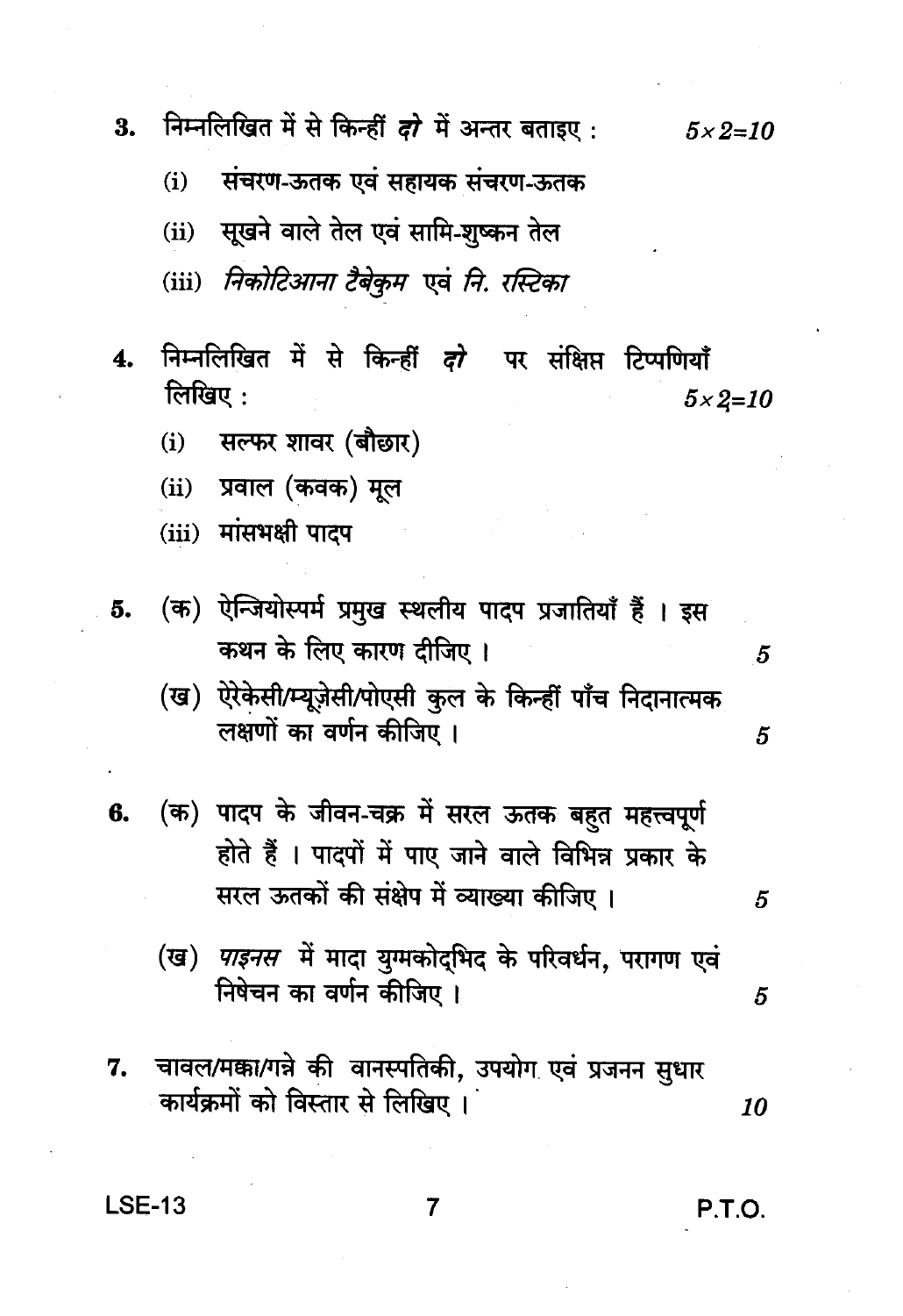3. निम्नलिखित में से किन्हीं ***दो*** में अन्तर बताइए : *5×2=10*

   (i) संचरण-ऊतक एवं सहायक संचरण-ऊतक

   (ii) सूखने वाले तेल एवं सामि-शुष्कन तेल

   (iii) *निकोटिआना टैबेकुम* एवं *नि. रस्टिका*

4. निम्नलिखित में से किन्हीं ***दो*** पर संक्षिप्त टिप्पणियाँ लिखिए : *5×2=10*

   (i) सल्फर शावर (बौछार)

   (ii) प्रवाल (कवक) मूल

   (iii) मांसभक्षी पादप

5. (क) ऐन्जियोस्पर्म प्रमुख स्थलीय पादप प्रजातियाँ हैं । इस कथन के लिए कारण दीजिए । *5*

   (ख) ऐरेकेसी/म्यूज़ेसी/पोएसी कुल के किन्हीं पाँच निदानात्मक लक्षणों का वर्णन कीजिए । *5*

6. (क) पादप के जीवन-चक्र में सरल ऊतक बहुत महत्त्वपूर्ण होते हैं । पादपों में पाए जाने वाले विभिन्न प्रकार के सरल ऊतकों की संक्षेप में व्याख्या कीजिए । *5*

   (ख) *पाइनस* में मादा युग्मकोद्भिद के परिवर्धन, परागण एवं निषेचन का वर्णन कीजिए । *5*

7. चावल/मक्का/गन्ने की वानस्पतिकी, उपयोग एवं प्रजनन सुधार कार्यक्रमों को विस्तार से लिखिए । *10*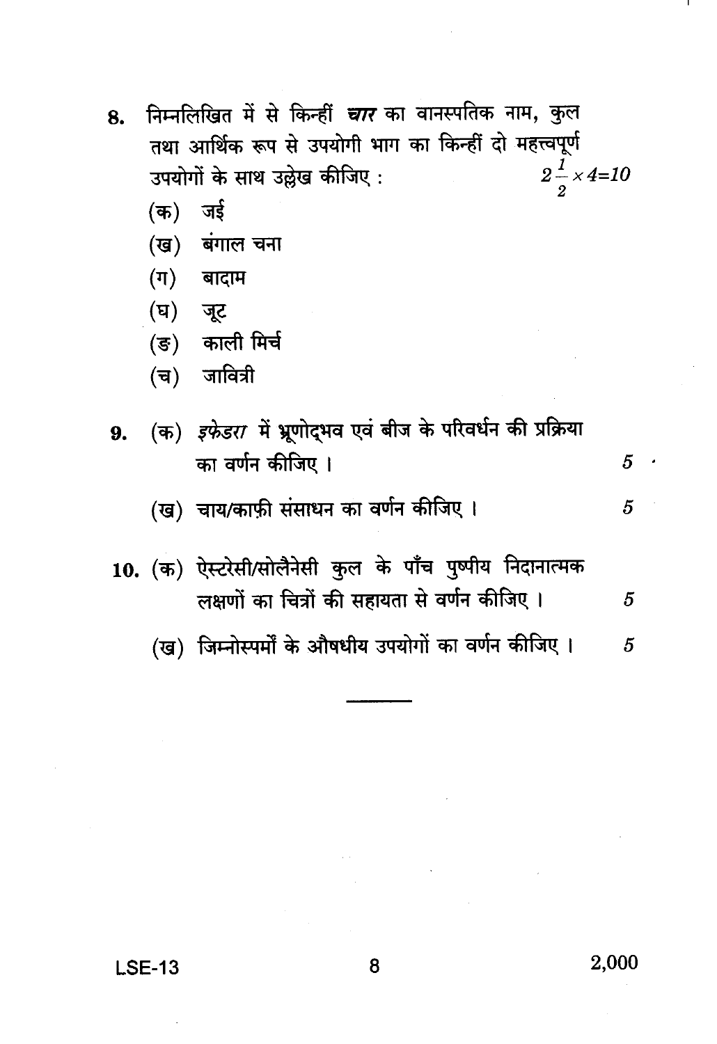8. निम्नलिखित में से किन्हीं ***चार*** का वानस्पतिक नाम, कुल तथा आर्थिक रूप से उपयोगी भाग का किन्हीं दो महत्त्वपूर्ण उपयोगों के साथ उल्लेख कीजिए : $2\frac{1}{2} \times 4 = 10$

   (क) जई

   (ख) बंगाल चना

   (ग) बादाम

   (घ) जूट

   (ङ) काली मिर्च

   (च) जावित्री

9. (क) *इफेडरा* में भ्रूणोद्भव एवं बीज के परिवर्धन की प्रक्रिया का वर्णन कीजिए । 5

   (ख) चाय/काफ़ी संसाधन का वर्णन कीजिए । 5

10. (क) ऐस्टरेसी/सोलैनेसी कुल के पाँच पुष्पीय निदानात्मक लक्षणों का चित्रों की सहायता से वर्णन कीजिए । 5

    (ख) जिम्नोस्पर्मों के औषधीय उपयोगों का वर्णन कीजिए । 5

---

LSE-13 2,000